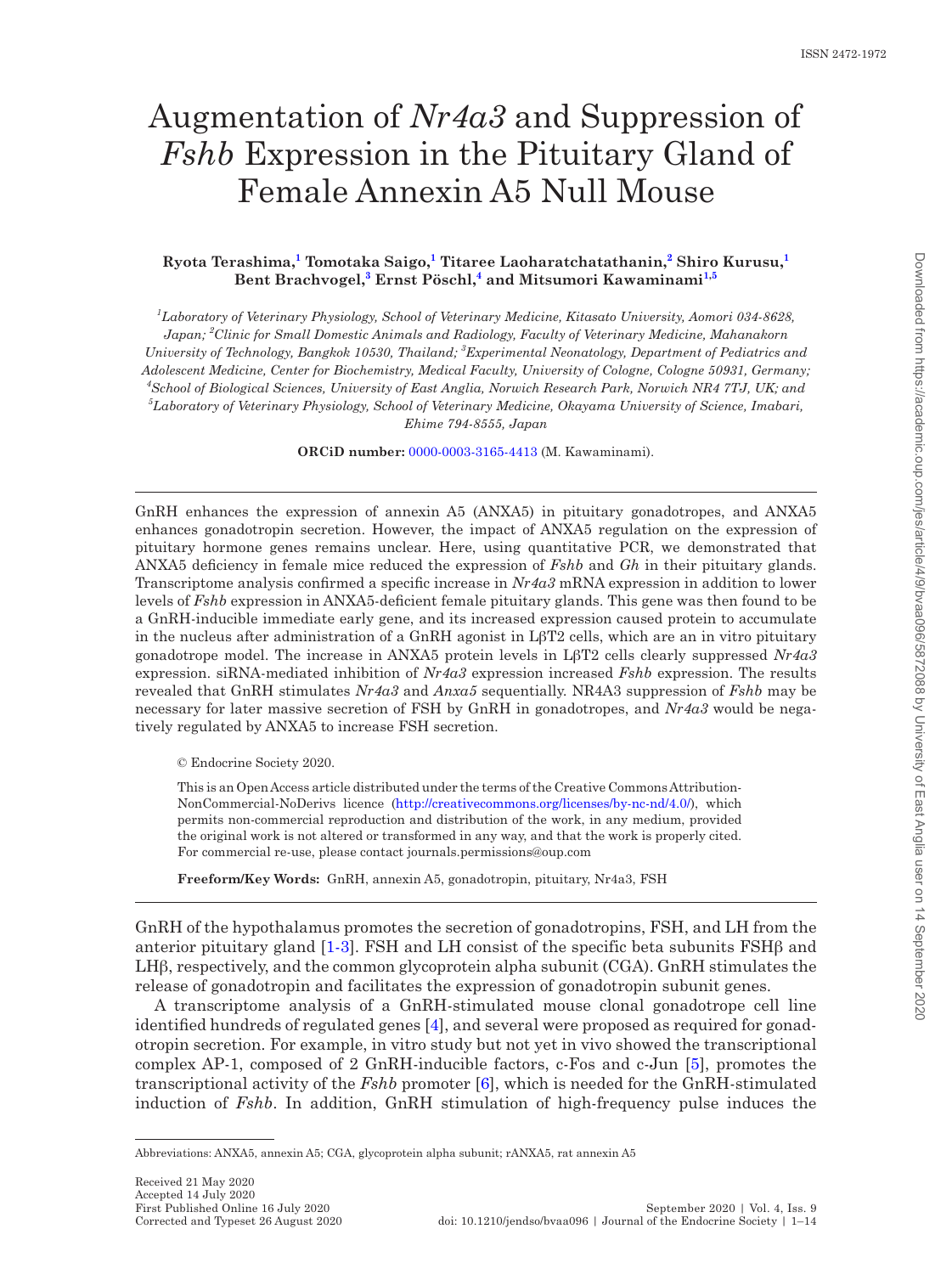# Augmentation of *Nr4a3* and Suppression of *Fshb* Expression in the Pituitary Gland of Female Annexin A5 Null Mouse

**Ryota Terashima,[1] Tomotaka Saigo,[1] Titaree Laoharatchatathanin,[2] Shiro Kurusu,[1] Bent Brachvogel,[3] Ernst Pöschl,[4] and Mitsumori Kawaminami[1,5]**

[1]Laboratory of Veterinary Physiology, School of Veterinary Medicine, Kitasato University, Aomori 034-8628, Japan; [2]Clinic for Small Domestic Animals and Radiology, Faculty of Veterinary Medicine, Mahanakorn University of Technology, Bangkok 10530, Thailand; [3]Experimental Neonatology, Department of Pediatrics and Adolescent Medicine, Center for Biochemistry, Medical Faculty, University of Cologne, Cologne 50931, Germany; [4]School of Biological Sciences, University of East Anglia, Norwich Research Park, Norwich NR4 7TJ, UK; and [5]Laboratory of Veterinary Physiology, School of Veterinary Medicine, Okayama University of Science, Imabari, Ehime 794-8555, Japan

**ORCiD number:** 0000-0003-3165-4413 (M. Kawaminami).

GnRH enhances the expression of annexin A5 (ANXA5) in pituitary gonadotropes, and ANXA5 enhances gonadotropin secretion. However, the impact of ANXA5 regulation on the expression of pituitary hormone genes remains unclear. Here, using quantitative PCR, we demonstrated that ANXA5 deficiency in female mice reduced the expression of *Fshb* and *Gh* in their pituitary glands. Transcriptome analysis confirmed a specific increase in *Nr4a3* mRNA expression in addition to lower levels of *Fshb* expression in ANXA5-deficient female pituitary glands. This gene was then found to be a GnRH-inducible immediate early gene, and its increased expression caused protein to accumulate in the nucleus after administration of a GnRH agonist in LβT2 cells, which are an in vitro pituitary gonadotrope model. The increase in ANXA5 protein levels in LβT2 cells clearly suppressed *Nr4a3* expression. siRNA-mediated inhibition of *Nr4a3* expression increased *Fshb* expression. The results revealed that GnRH stimulates *Nr4a3* and *Anxa5* sequentially. NR4A3 suppression of *Fshb* may be necessary for later massive secretion of FSH by GnRH in gonadotropes, and *Nr4a3* would be negatively regulated by ANXA5 to increase FSH secretion.

© Endocrine Society 2020.

This is an Open Access article distributed under the terms of the Creative Commons Attribution-NonCommercial-NoDerivs licence (http://creativecommons.org/licenses/by-nc-nd/4.0/), which permits non-commercial reproduction and distribution of the work, in any medium, provided the original work is not altered or transformed in any way, and that the work is properly cited. For commercial re-use, please contact journals.permissions@oup.com

**Freeform/Key Words:** GnRH, annexin A5, gonadotropin, pituitary, Nr4a3, FSH

GnRH of the hypothalamus promotes the secretion of gonadotropins, FSH, and LH from the anterior pituitary gland [1-3]. FSH and LH consist of the specific beta subunits FSHβ and LHβ, respectively, and the common glycoprotein alpha subunit (CGA). GnRH stimulates the release of gonadotropin and facilitates the expression of gonadotropin subunit genes.

A transcriptome analysis of a GnRH-stimulated mouse clonal gonadotrope cell line identified hundreds of regulated genes [4], and several were proposed as required for gonadotropin secretion. For example, in vitro study but not yet in vivo showed the transcriptional complex AP-1, composed of 2 GnRH-inducible factors, c-Fos and c-Jun [5], promotes the transcriptional activity of the *Fshb* promoter [6], which is needed for the GnRH-stimulated induction of *Fshb*. In addition, GnRH stimulation of high-frequency pulse induces the

Abbreviations: ANXA5, annexin A5; CGA, glycoprotein alpha subunit; rANXA5, rat annexin A5

Received 21 May 2020
Accepted 14 July 2020
First Published Online 16 July 2020
Corrected and Typeset 26 August 2020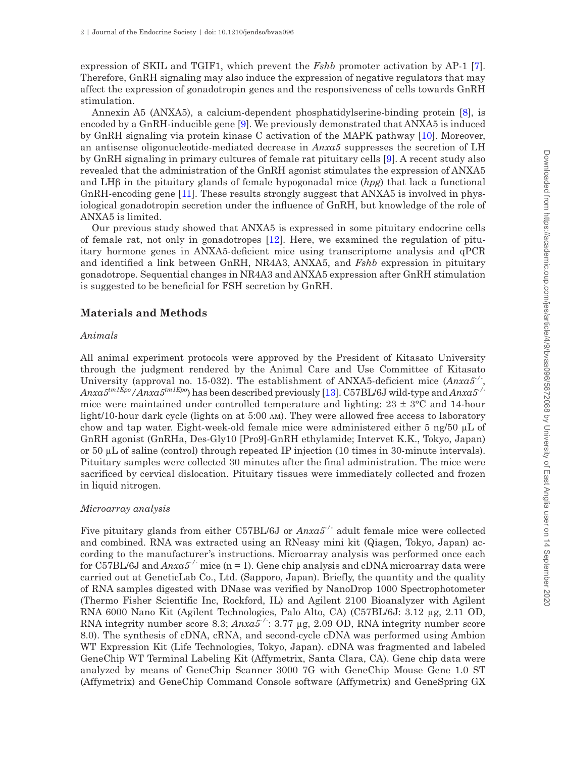expression of SKIL and TGIF1, which prevent the *Fshb* promoter activation by AP-1 [7]. Therefore, GnRH signaling may also induce the expression of negative regulators that may affect the expression of gonadotropin genes and the responsiveness of cells towards GnRH stimulation.

Annexin A5 (ANXA5), a calcium-dependent phosphatidylserine-binding protein [8], is encoded by a GnRH-inducible gene [9]. We previously demonstrated that ANXA5 is induced by GnRH signaling via protein kinase C activation of the MAPK pathway [10]. Moreover, an antisense oligonucleotide-mediated decrease in *Anxa5* suppresses the secretion of LH by GnRH signaling in primary cultures of female rat pituitary cells [9]. A recent study also revealed that the administration of the GnRH agonist stimulates the expression of ANXA5 and LHβ in the pituitary glands of female hypogonadal mice (*hpg*) that lack a functional GnRH-encoding gene [11]. These results strongly suggest that ANXA5 is involved in physiological gonadotropin secretion under the influence of GnRH, but knowledge of the role of ANXA5 is limited.

Our previous study showed that ANXA5 is expressed in some pituitary endocrine cells of female rat, not only in gonadotropes [12]. Here, we examined the regulation of pituitary hormone genes in ANXA5-deficient mice using transcriptome analysis and qPCR and identified a link between GnRH, NR4A3, ANXA5, and *Fshb* expression in pituitary gonadotrope. Sequential changes in NR4A3 and ANXA5 expression after GnRH stimulation is suggested to be beneficial for FSH secretion by GnRH.

## Materials and Methods

### *Animals*

All animal experiment protocols were approved by the President of Kitasato University through the judgment rendered by the Animal Care and Use Committee of Kitasato University (approval no. 15-032). The establishment of ANXA5-deficient mice ($Anxa5^{-/-}$, $Anxa5^{tm1Epo}/Anxa5^{tm1Epo}$) has been described previously [13]. C57BL/6J wild-type and $Anxa5^{-/-}$ mice were maintained under controlled temperature and lighting: 23 ± 3°C and 14-hour light/10-hour dark cycle (lights on at 5:00 AM). They were allowed free access to laboratory chow and tap water. Eight-week-old female mice were administered either 5 ng/50 µL of GnRH agonist (GnRHa, Des-Gly10 [Pro9]-GnRH ethylamide; Intervet K.K., Tokyo, Japan) or 50 µL of saline (control) through repeated IP injection (10 times in 30-minute intervals). Pituitary samples were collected 30 minutes after the final administration. The mice were sacrificed by cervical dislocation. Pituitary tissues were immediately collected and frozen in liquid nitrogen.

### *Microarray analysis*

Five pituitary glands from either C57BL/6J or $Anxa5^{-/-}$ adult female mice were collected and combined. RNA was extracted using an RNeasy mini kit (Qiagen, Tokyo, Japan) according to the manufacturer's instructions. Microarray analysis was performed once each for C57BL/6J and $Anxa5^{-/-}$ mice (n = 1). Gene chip analysis and cDNA microarray data were carried out at GeneticLab Co., Ltd. (Sapporo, Japan). Briefly, the quantity and the quality of RNA samples digested with DNase was verified by NanoDrop 1000 Spectrophotometer (Thermo Fisher Scientific Inc, Rockford, IL) and Agilent 2100 Bioanalyzer with Agilent RNA 6000 Nano Kit (Agilent Technologies, Palo Alto, CA) (C57BL/6J: 3.12 µg, 2.11 OD, RNA integrity number score 8.3; $Anxa5^{-/-}$: 3.77 µg, 2.09 OD, RNA integrity number score 8.0). The synthesis of cDNA, cRNA, and second-cycle cDNA was performed using Ambion WT Expression Kit (Life Technologies, Tokyo, Japan). cDNA was fragmented and labeled GeneChip WT Terminal Labeling Kit (Affymetrix, Santa Clara, CA). Gene chip data were analyzed by means of GeneChip Scanner 3000 7G with GeneChip Mouse Gene 1.0 ST (Affymetrix) and GeneChip Command Console software (Affymetrix) and GeneSpring GX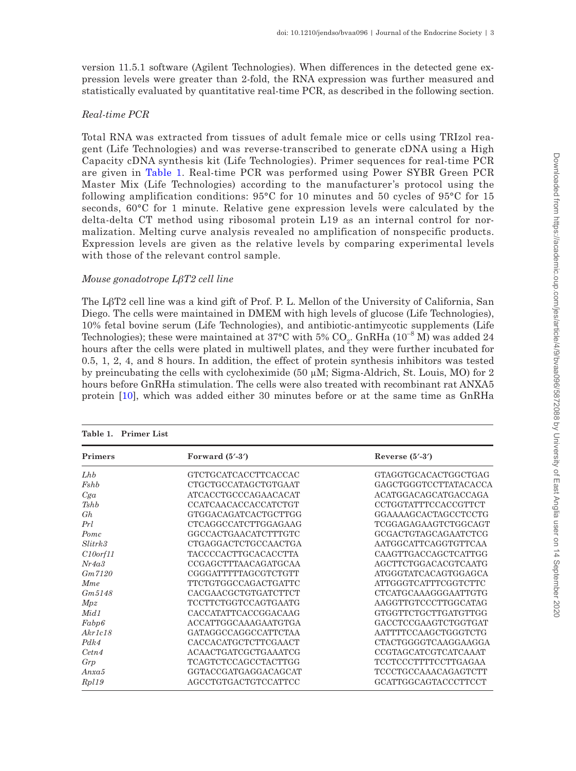version 11.5.1 software (Agilent Technologies). When differences in the detected gene expression levels were greater than 2-fold, the RNA expression was further measured and statistically evaluated by quantitative real-time PCR, as described in the following section.

### *Real-time PCR*

Total RNA was extracted from tissues of adult female mice or cells using TRIzol reagent (Life Technologies) and was reverse-transcribed to generate cDNA using a High Capacity cDNA synthesis kit (Life Technologies). Primer sequences for real-time PCR are given in Table 1. Real-time PCR was performed using Power SYBR Green PCR Master Mix (Life Technologies) according to the manufacturer's protocol using the following amplification conditions: 95°C for 10 minutes and 50 cycles of 95°C for 15 seconds, 60°C for 1 minute. Relative gene expression levels were calculated by the delta-delta CT method using ribosomal protein L19 as an internal control for normalization. Melting curve analysis revealed no amplification of nonspecific products. Expression levels are given as the relative levels by comparing experimental levels with those of the relevant control sample.

### *Mouse gonadotrope LβT2 cell line*

The LβT2 cell line was a kind gift of Prof. P. L. Mellon of the University of California, San Diego. The cells were maintained in DMEM with high levels of glucose (Life Technologies), 10% fetal bovine serum (Life Technologies), and antibiotic-antimycotic supplements (Life Technologies); these were maintained at 37°C with 5% $CO_2$. GnRHa ($10^{-8}$ M) was added 24 hours after the cells were plated in multiwell plates, and they were further incubated for 0.5, 1, 2, 4, and 8 hours. In addition, the effect of protein synthesis inhibitors was tested by preincubating the cells with cycloheximide (50 μM; Sigma-Aldrich, St. Louis, MO) for 2 hours before GnRHa stimulation. The cells were also treated with recombinant rat ANXA5 protein [10], which was added either 30 minutes before or at the same time as GnRHa

**Table 1. Primer List**

| Primers | Forward (5′-3′) | Reverse (5′-3′) |
|---|---|---|
| *Lhb* | GTCTGCATCACCTTCACCAC | GTAGGTGCACACTGGCTGAG |
| *Fshb* | CTGCTGCCATAGCTGTGAAT | GAGCTGGGTCCTTATACACCA |
| *Cga* | ATCACCTGCCCAGAACACAT | ACATGGACAGCATGACCAGA |
| *Tshb* | CCATCAACACCACCATCTGT | CCTGGTATTTCCACCGTTCT |
| *Gh* | GTGGACAGATCACTGCTTGG | GGAAAAGCACTAGCCTCCTG |
| *Prl* | CTCAGGCCATCTTGGAGAAG | TCGGAGAGAAGTCTGGCAGT |
| *Pomc* | GGCCACTGAACATCTTTGTC | GCGACTGTAGCAGAATCTCG |
| *Slitrk3* | CTGAGGACTCTGCCAACTGA | AATGGCATTCAGGTGTTCAA |
| *C10orf11* | TACCCCACTTGCACACCTTA | CAAGTTGACCAGCTCATTGG |
| *Nr4a3* | CCGAGCTTTAACAGATGCAA | AGCTTCTGGACACGTCAATG |
| *Gm7120* | CGGGATTTTTAGCGTCTGTT | ATGGGTATCACAGTGGAGCA |
| *Mme* | TTCTGTGGCCAGACTGATTC | ATTGGGTCATTTCGGTCTTC |
| *Gm5148* | CACGAACGCTGTGATCTTCT | CTCATGCAAAGGGAATTGTG |
| *Mpz* | TCCTTCTGGTCCAGTGAATG | AAGGTTGTCCCTTGGCATAG |
| *Mid1* | CACCATATTCACCGGACAAG | GTGGTTCTGCTTGATGTTGG |
| *Fabp6* | ACCATTGGCAAAGAATGTGA | GACCTCCGAAGTCTGGTGAT |
| *Akr1c18* | GATAGGCCAGGCCATTCTAA | AATTTTCCAAGCTGGGTCTG |
| *Pdk4* | CACCACATGCTCTTCGAACT | CTACTGGGGTCAAGGAAGGA |
| *Cetn4* | ACAACTGATCGCTGAAATCG | CCGTAGCATCGTCATCAAAT |
| *Grp* | TCAGTCTCCAGCCTACTTGG | TCCTCCCTTTTCCTTGAGAA |
| *Anxa5* | GGTACCGATGAGGACAGCAT | TCCCTGCCAAACAGAGTCTT |
| *Rpl19* | AGCCTGTGACTGTCCATTCC | GCATTGGCAGTACCCTTCCT |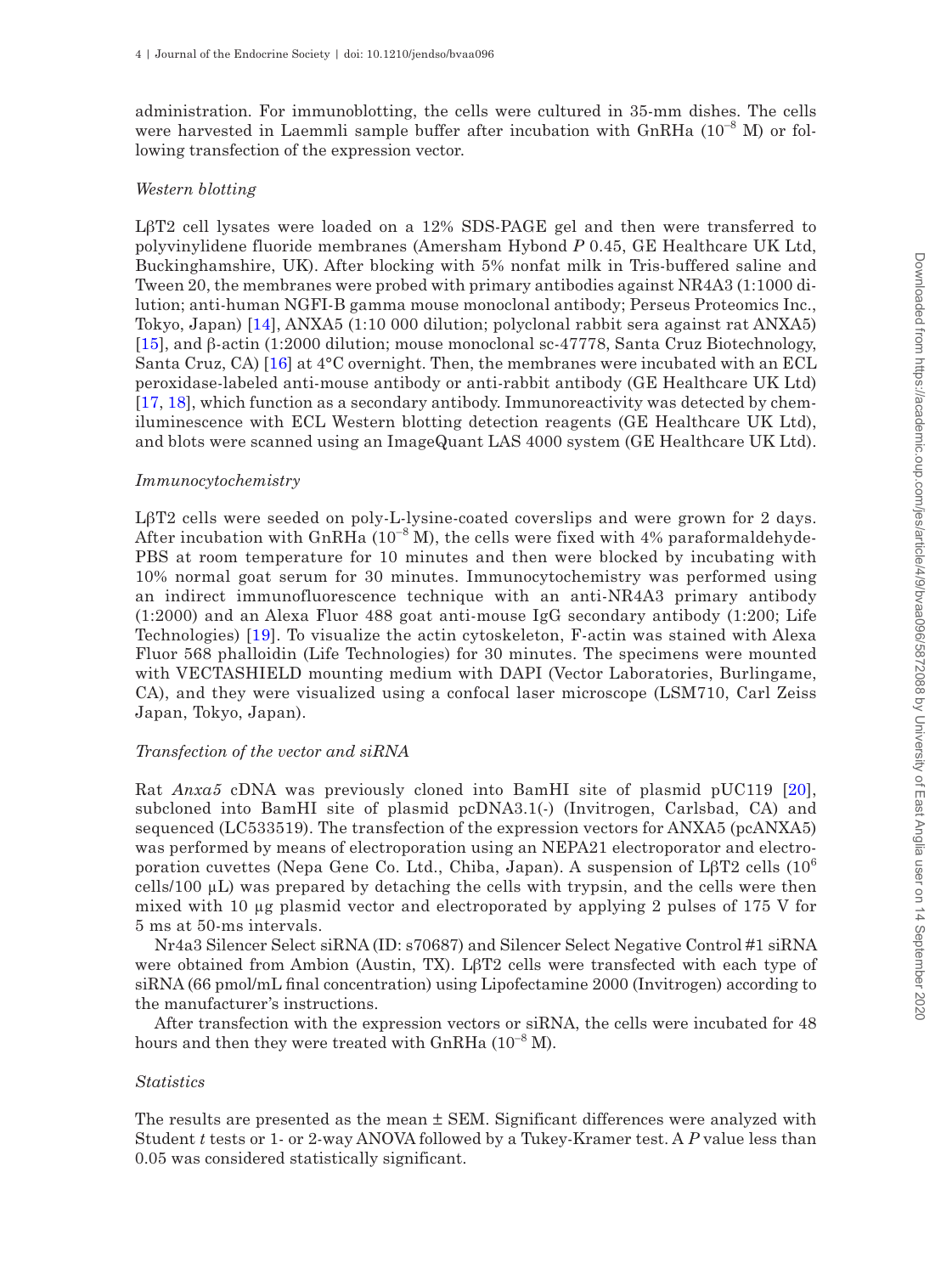administration. For immunoblotting, the cells were cultured in 35-mm dishes. The cells were harvested in Laemmli sample buffer after incubation with GnRHa ($10^{-8}$ M) or following transfection of the expression vector.

### *Western blotting*

LβT2 cell lysates were loaded on a 12% SDS-PAGE gel and then were transferred to polyvinylidene fluoride membranes (Amersham Hybond *P* 0.45, GE Healthcare UK Ltd, Buckinghamshire, UK). After blocking with 5% nonfat milk in Tris-buffered saline and Tween 20, the membranes were probed with primary antibodies against NR4A3 (1:1000 dilution; anti-human NGFI-B gamma mouse monoclonal antibody; Perseus Proteomics Inc., Tokyo, Japan) [14], ANXA5 (1:10 000 dilution; polyclonal rabbit sera against rat ANXA5) [15], and β-actin (1:2000 dilution; mouse monoclonal sc-47778, Santa Cruz Biotechnology, Santa Cruz, CA) [16] at 4°C overnight. Then, the membranes were incubated with an ECL peroxidase-labeled anti-mouse antibody or anti-rabbit antibody (GE Healthcare UK Ltd) [17, 18], which function as a secondary antibody. Immunoreactivity was detected by chemiluminescence with ECL Western blotting detection reagents (GE Healthcare UK Ltd), and blots were scanned using an ImageQuant LAS 4000 system (GE Healthcare UK Ltd).

### *Immunocytochemistry*

LβT2 cells were seeded on poly-L-lysine-coated coverslips and were grown for 2 days. After incubation with GnRHa ($10^{-8}$ M), the cells were fixed with 4% paraformaldehyde-PBS at room temperature for 10 minutes and then were blocked by incubating with 10% normal goat serum for 30 minutes. Immunocytochemistry was performed using an indirect immunofluorescence technique with an anti-NR4A3 primary antibody (1:2000) and an Alexa Fluor 488 goat anti-mouse IgG secondary antibody (1:200; Life Technologies) [19]. To visualize the actin cytoskeleton, F-actin was stained with Alexa Fluor 568 phalloidin (Life Technologies) for 30 minutes. The specimens were mounted with VECTASHIELD mounting medium with DAPI (Vector Laboratories, Burlingame, CA), and they were visualized using a confocal laser microscope (LSM710, Carl Zeiss Japan, Tokyo, Japan).

### *Transfection of the vector and siRNA*

Rat *Anxa5* cDNA was previously cloned into BamHI site of plasmid pUC119 [20], subcloned into BamHI site of plasmid pcDNA3.1(-) (Invitrogen, Carlsbad, CA) and sequenced (LC533519). The transfection of the expression vectors for ANXA5 (pcANXA5) was performed by means of electroporation using an NEPA21 electroporator and electroporation cuvettes (Nepa Gene Co. Ltd., Chiba, Japan). A suspension of LβT2 cells ($10^6$ cells/100 μL) was prepared by detaching the cells with trypsin, and the cells were then mixed with 10 μg plasmid vector and electroporated by applying 2 pulses of 175 V for 5 ms at 50-ms intervals.

Nr4a3 Silencer Select siRNA (ID: s70687) and Silencer Select Negative Control #1 siRNA were obtained from Ambion (Austin, TX). LβT2 cells were transfected with each type of siRNA (66 pmol/mL final concentration) using Lipofectamine 2000 (Invitrogen) according to the manufacturer's instructions.

After transfection with the expression vectors or siRNA, the cells were incubated for 48 hours and then they were treated with GnRHa ($10^{-8}$ M).

### *Statistics*

The results are presented as the mean ± SEM. Significant differences were analyzed with Student *t* tests or 1- or 2-way ANOVA followed by a Tukey-Kramer test. A *P* value less than 0.05 was considered statistically significant.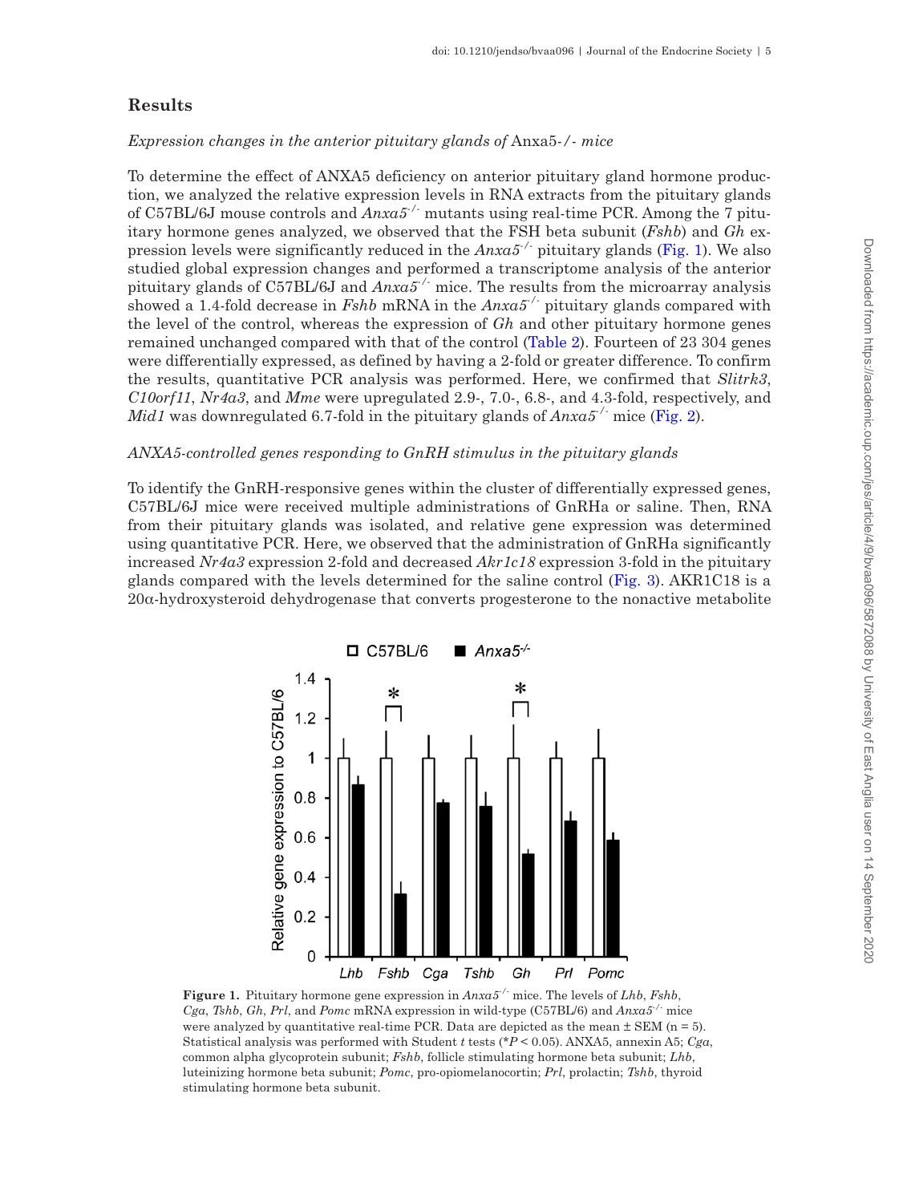## Results

### *Expression changes in the anterior pituitary glands of* Anxa5-/- *mice*

To determine the effect of ANXA5 deficiency on anterior pituitary gland hormone production, we analyzed the relative expression levels in RNA extracts from the pituitary glands of C57BL/6J mouse controls and *Anxa5*$^{-/-}$ mutants using real-time PCR. Among the 7 pituitary hormone genes analyzed, we observed that the FSH beta subunit (*Fshb*) and *Gh* expression levels were significantly reduced in the *Anxa5*$^{-/-}$ pituitary glands (Fig. 1). We also studied global expression changes and performed a transcriptome analysis of the anterior pituitary glands of C57BL/6J and *Anxa5*$^{-/-}$ mice. The results from the microarray analysis showed a 1.4-fold decrease in *Fshb* mRNA in the *Anxa5*$^{-/-}$ pituitary glands compared with the level of the control, whereas the expression of *Gh* and other pituitary hormone genes remained unchanged compared with that of the control (Table 2). Fourteen of 23 304 genes were differentially expressed, as defined by having a 2-fold or greater difference. To confirm the results, quantitative PCR analysis was performed. Here, we confirmed that *Slitrk3*, *C10orf11*, *Nr4a3*, and *Mme* were upregulated 2.9-, 7.0-, 6.8-, and 4.3-fold, respectively, and *Mid1* was downregulated 6.7-fold in the pituitary glands of *Anxa5*$^{-/-}$ mice (Fig. 2).

### *ANXA5-controlled genes responding to GnRH stimulus in the pituitary glands*

To identify the GnRH-responsive genes within the cluster of differentially expressed genes, C57BL/6J mice were received multiple administrations of GnRHa or saline. Then, RNA from their pituitary glands was isolated, and relative gene expression was determined using quantitative PCR. Here, we observed that the administration of GnRHa significantly increased *Nr4a3* expression 2-fold and decreased *Akr1c18* expression 3-fold in the pituitary glands compared with the levels determined for the saline control (Fig. 3). AKR1C18 is a 20α-hydroxysteroid dehydrogenase that converts progesterone to the nonactive metabolite

**Figure 1.** Pituitary hormone gene expression in *Anxa5*$^{-/-}$ mice. The levels of *Lhb*, *Fshb*, *Cga*, *Tshb*, *Gh*, *Prl*, and *Pomc* mRNA expression in wild-type (C57BL/6) and *Anxa5*$^{-/-}$ mice were analyzed by quantitative real-time PCR. Data are depicted as the mean ± SEM (n = 5). Statistical analysis was performed with Student *t* tests (*$P < 0.05$). ANXA5, annexin A5; *Cga*, common alpha glycoprotein subunit; *Fshb*, follicle stimulating hormone beta subunit; *Lhb*, luteinizing hormone beta subunit; *Pomc*, pro-opiomelanocortin; *Prl*, prolactin; *Tshb*, thyroid stimulating hormone beta subunit.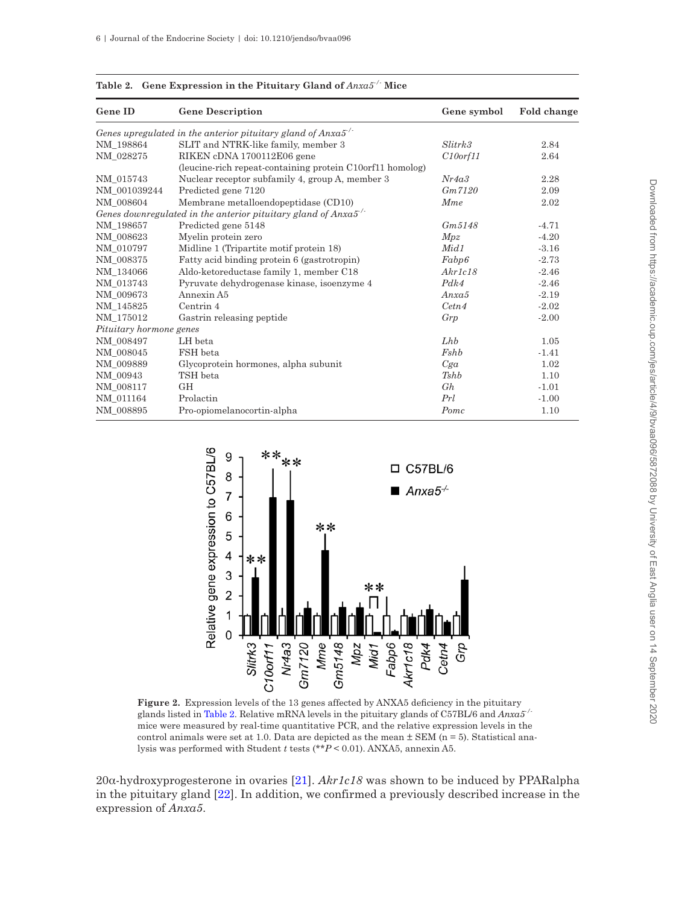**Table 2. Gene Expression in the Pituitary Gland of $Anxa5^{-/-}$ Mice**

| Gene ID | Gene Description | Gene symbol | Fold change |
|---|---|---|---|
| *Genes upregulated in the anterior pituitary gland of $Anxa5^{-/-}$* | | | |
| NM_198864 | SLIT and NTRK-like family, member 3 | *Slitrk3* | 2.84 |
| NM_028275 | RIKEN cDNA 1700112E06 gene (leucine-rich repeat-containing protein C10orf11 homolog) | *C10orf11* | 2.64 |
| NM_015743 | Nuclear receptor subfamily 4, group A, member 3 | *Nr4a3* | 2.28 |
| NM_001039244 | Predicted gene 7120 | *Gm7120* | 2.09 |
| NM_008604 | Membrane metalloendopeptidase (CD10) | *Mme* | 2.02 |
| *Genes downregulated in the anterior pituitary gland of $Anxa5^{-/-}$* | | | |
| NM_198657 | Predicted gene 5148 | *Gm5148* | -4.71 |
| NM_008623 | Myelin protein zero | *Mpz* | -4.20 |
| NM_010797 | Midline 1 (Tripartite motif protein 18) | *Mid1* | -3.16 |
| NM_008375 | Fatty acid binding protein 6 (gastrotropin) | *Fabp6* | -2.73 |
| NM_134066 | Aldo-ketoreductase family 1, member C18 | *Akr1c18* | -2.46 |
| NM_013743 | Pyruvate dehydrogenase kinase, isoenzyme 4 | *Pdk4* | -2.46 |
| NM_009673 | Annexin A5 | *Anxa5* | -2.19 |
| NM_145825 | Centrin 4 | *Cetn4* | -2.02 |
| NM_175012 | Gastrin releasing peptide | *Grp* | -2.00 |
| *Pituitary hormone genes* | | | |
| NM_008497 | LH beta | *Lhb* | 1.05 |
| NM_008045 | FSH beta | *Fshb* | -1.41 |
| NM_009889 | Glycoprotein hormones, alpha subunit | *Cga* | 1.02 |
| NM_00943 | TSH beta | *Tshb* | 1.10 |
| NM_008117 | GH | *Gh* | -1.01 |
| NM_011164 | Prolactin | *Prl* | -1.00 |
| NM_008895 | Pro-opiomelanocortin-alpha | *Pomc* | 1.10 |

**Figure 2.** Expression levels of the 13 genes affected by ANXA5 deficiency in the pituitary glands listed in Table 2. Relative mRNA levels in the pituitary glands of C57BL/6 and $Anxa5^{-/-}$ mice were measured by real-time quantitative PCR, and the relative expression levels in the control animals were set at 1.0. Data are depicted as the mean ± SEM (n = 5). Statistical analysis was performed with Student *t* tests (**$P < 0.01$). ANXA5, annexin A5.

20α-hydroxyprogesterone in ovaries [21]. *Akr1c18* was shown to be induced by PPARalpha in the pituitary gland [22]. In addition, we confirmed a previously described increase in the expression of *Anxa5*.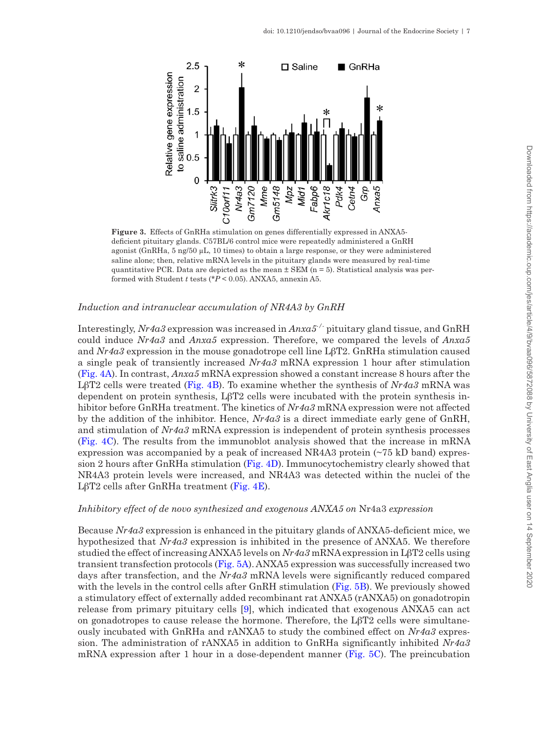**Figure 3.** Effects of GnRHa stimulation on genes differentially expressed in ANXA5-deficient pituitary glands. C57BL/6 control mice were repeatedly administered a GnRH agonist (GnRHa, 5 ng/50 µL, 10 times) to obtain a large response, or they were administered saline alone; then, relative mRNA levels in the pituitary glands were measured by real-time quantitative PCR. Data are depicted as the mean ± SEM (n = 5). Statistical analysis was performed with Student *t* tests (*$P < 0.05$). ANXA5, annexin A5.

### *Induction and intranuclear accumulation of NR4A3 by GnRH*

Interestingly, *Nr4a3* expression was increased in *Anxa5*$^{-/-}$ pituitary gland tissue, and GnRH could induce *Nr4a3* and *Anxa5* expression. Therefore, we compared the levels of *Anxa5* and *Nr4a3* expression in the mouse gonadotrope cell line LβT2. GnRHa stimulation caused a single peak of transiently increased *Nr4a3* mRNA expression 1 hour after stimulation (Fig. 4A). In contrast, *Anxa5* mRNA expression showed a constant increase 8 hours after the LβT2 cells were treated (Fig. 4B). To examine whether the synthesis of *Nr4a3* mRNA was dependent on protein synthesis, LβT2 cells were incubated with the protein synthesis inhibitor before GnRHa treatment. The kinetics of *Nr4a3* mRNA expression were not affected by the addition of the inhibitor. Hence, *Nr4a3* is a direct immediate early gene of GnRH, and stimulation of *Nr4a3* mRNA expression is independent of protein synthesis processes (Fig. 4C). The results from the immunoblot analysis showed that the increase in mRNA expression was accompanied by a peak of increased NR4A3 protein (~75 kD band) expression 2 hours after GnRHa stimulation (Fig. 4D). Immunocytochemistry clearly showed that NR4A3 protein levels were increased, and NR4A3 was detected within the nuclei of the LβT2 cells after GnRHa treatment (Fig. 4E).

### *Inhibitory effect of de novo synthesized and exogenous ANXA5 on* Nr4a3 *expression*

Because *Nr4a3* expression is enhanced in the pituitary glands of ANXA5-deficient mice, we hypothesized that *Nr4a3* expression is inhibited in the presence of ANXA5. We therefore studied the effect of increasing ANXA5 levels on *Nr4a3* mRNA expression in LβT2 cells using transient transfection protocols (Fig. 5A). ANXA5 expression was successfully increased two days after transfection, and the *Nr4a3* mRNA levels were significantly reduced compared with the levels in the control cells after GnRH stimulation (Fig. 5B). We previously showed a stimulatory effect of externally added recombinant rat ANXA5 (rANXA5) on gonadotropin release from primary pituitary cells [9], which indicated that exogenous ANXA5 can act on gonadotropes to cause release the hormone. Therefore, the LβT2 cells were simultaneously incubated with GnRHa and rANXA5 to study the combined effect on *Nr4a3* expression. The administration of rANXA5 in addition to GnRHa significantly inhibited *Nr4a3* mRNA expression after 1 hour in a dose-dependent manner (Fig. 5C). The preincubation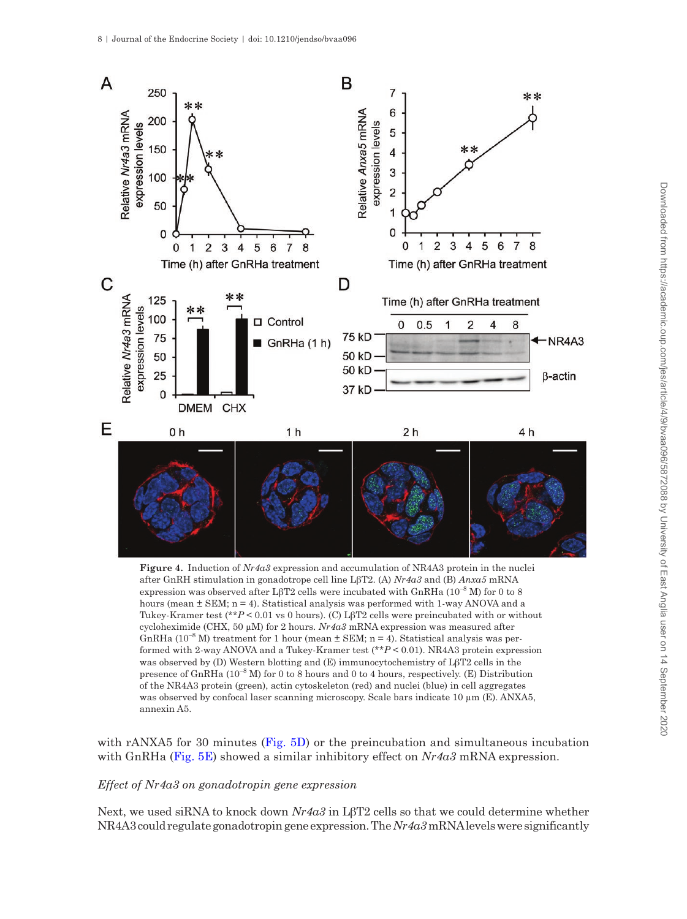**Figure 4.** Induction of *Nr4a3* expression and accumulation of NR4A3 protein in the nuclei after GnRH stimulation in gonadotrope cell line LβT2. (A) *Nr4a3* and (B) *Anxa5* mRNA expression was observed after LβT2 cells were incubated with GnRHa ($10^{-8}$ M) for 0 to 8 hours (mean ± SEM; n = 4). Statistical analysis was performed with 1-way ANOVA and a Tukey-Kramer test (**$P < 0.01$ vs 0 hours). (C) LβT2 cells were preincubated with or without cycloheximide (CHX, 50 μM) for 2 hours. *Nr4a3* mRNA expression was measured after GnRHa ($10^{-8}$ M) treatment for 1 hour (mean ± SEM; n = 4). Statistical analysis was performed with 2-way ANOVA and a Tukey-Kramer test (**$P < 0.01$). NR4A3 protein expression was observed by (D) Western blotting and (E) immunocytochemistry of LβT2 cells in the presence of GnRHa ($10^{-8}$ M) for 0 to 8 hours and 0 to 4 hours, respectively. (E) Distribution of the NR4A3 protein (green), actin cytoskeleton (red) and nuclei (blue) in cell aggregates was observed by confocal laser scanning microscopy. Scale bars indicate 10 μm (E). ANXA5, annexin A5.

with rANXA5 for 30 minutes (Fig. 5D) or the preincubation and simultaneous incubation with GnRHa (Fig. 5E) showed a similar inhibitory effect on *Nr4a3* mRNA expression.

### *Effect of Nr4a3 on gonadotropin gene expression*

Next, we used siRNA to knock down *Nr4a3* in LβT2 cells so that we could determine whether NR4A3 could regulate gonadotropin gene expression. The *Nr4a3* mRNA levels were significantly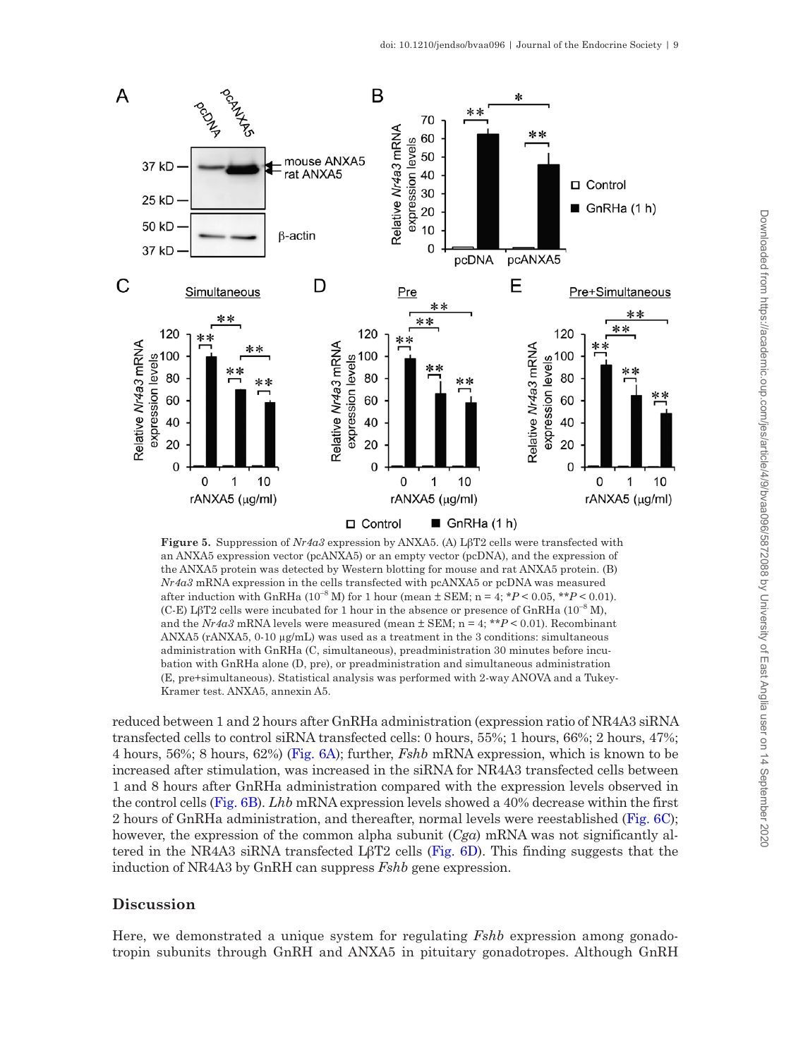**Figure 5.** Suppression of *Nr4a3* expression by ANXA5. (A) LβT2 cells were transfected with an ANXA5 expression vector (pcANXA5) or an empty vector (pcDNA), and the expression of the ANXA5 protein was detected by Western blotting for mouse and rat ANXA5 protein. (B) *Nr4a3* mRNA expression in the cells transfected with pcANXA5 or pcDNA was measured after induction with GnRHa ($10^{-8}$ M) for 1 hour (mean ± SEM; n = 4; \*$P < 0.05$, \*\*$P < 0.01$). (C-E) LβT2 cells were incubated for 1 hour in the absence or presence of GnRHa ($10^{-8}$ M), and the *Nr4a3* mRNA levels were measured (mean ± SEM; n = 4; \*\*$P < 0.01$). Recombinant ANXA5 (rANXA5, 0-10 μg/mL) was used as a treatment in the 3 conditions: simultaneous administration with GnRHa (C, simultaneous), preadministration 30 minutes before incubation with GnRHa alone (D, pre), or preadministration and simultaneous administration (E, pre+simultaneous). Statistical analysis was performed with 2-way ANOVA and a Tukey-Kramer test. ANXA5, annexin A5.

reduced between 1 and 2 hours after GnRHa administration (expression ratio of NR4A3 siRNA transfected cells to control siRNA transfected cells: 0 hours, 55%; 1 hours, 66%; 2 hours, 47%; 4 hours, 56%; 8 hours, 62%) (Fig. 6A); further, *Fshb* mRNA expression, which is known to be increased after stimulation, was increased in the siRNA for NR4A3 transfected cells between 1 and 8 hours after GnRHa administration compared with the expression levels observed in the control cells (Fig. 6B). *Lhb* mRNA expression levels showed a 40% decrease within the first 2 hours of GnRHa administration, and thereafter, normal levels were reestablished (Fig. 6C); however, the expression of the common alpha subunit (*Cga*) mRNA was not significantly altered in the NR4A3 siRNA transfected LβT2 cells (Fig. 6D). This finding suggests that the induction of NR4A3 by GnRH can suppress *Fshb* gene expression.

## Discussion

Here, we demonstrated a unique system for regulating *Fshb* expression among gonadotropin subunits through GnRH and ANXA5 in pituitary gonadotropes. Although GnRH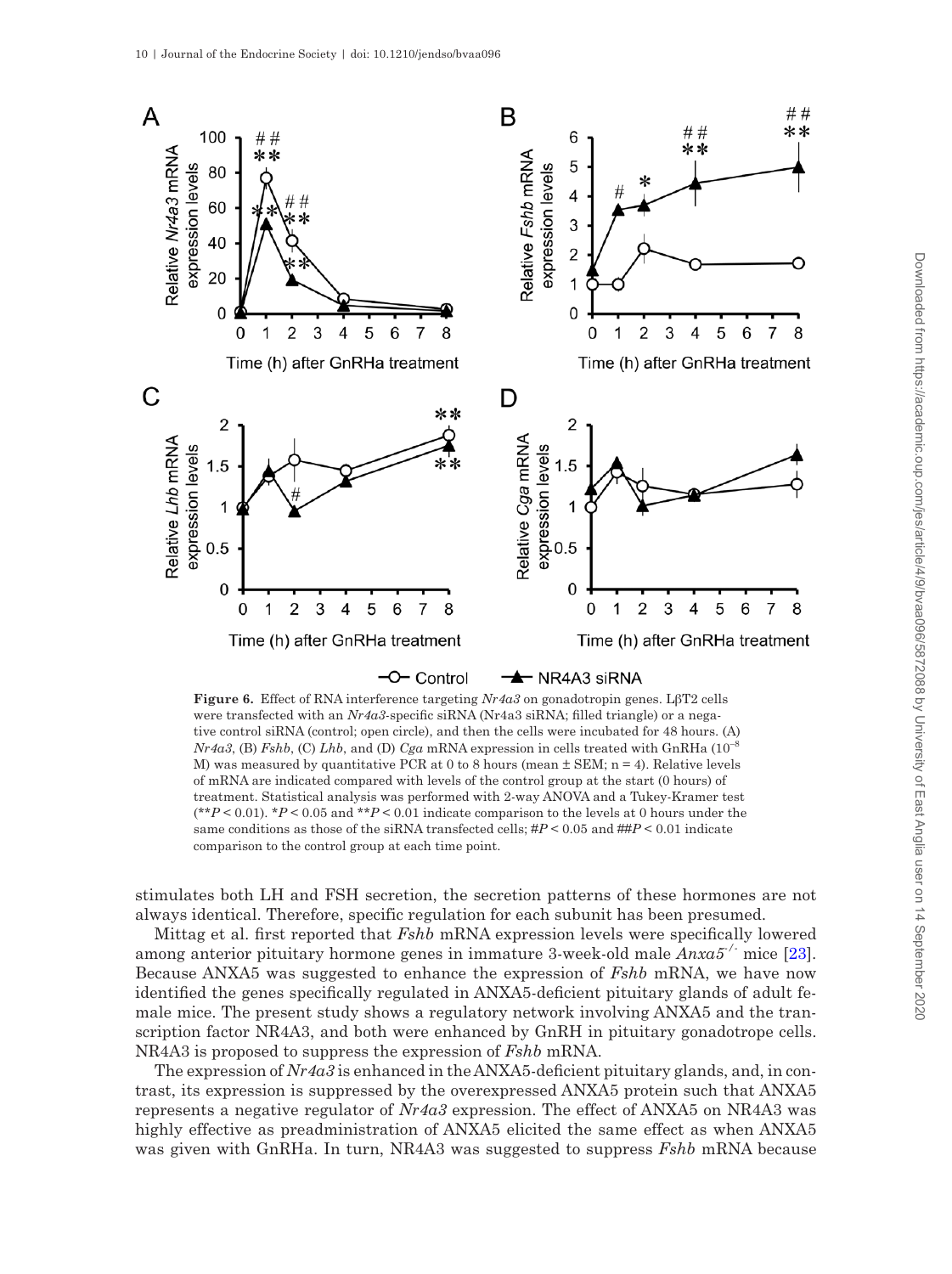**Figure 6.** Effect of RNA interference targeting *Nr4a3* on gonadotropin genes. LβT2 cells were transfected with an *Nr4a3*-specific siRNA (Nr4a3 siRNA; filled triangle) or a negative control siRNA (control; open circle), and then the cells were incubated for 48 hours. (A) *Nr4a3*, (B) *Fshb*, (C) *Lhb*, and (D) *Cga* mRNA expression in cells treated with GnRHa ($10^{-8}$ M) was measured by quantitative PCR at 0 to 8 hours (mean ± SEM; n = 4). Relative levels of mRNA are indicated compared with levels of the control group at the start (0 hours) of treatment. Statistical analysis was performed with 2-way ANOVA and a Tukey-Kramer test (**$P < 0.01$). *$P < 0.05$ and **$P < 0.01$ indicate comparison to the levels at 0 hours under the same conditions as those of the siRNA transfected cells; #$P < 0.05$ and ##$P < 0.01$ indicate comparison to the control group at each time point.

stimulates both LH and FSH secretion, the secretion patterns of these hormones are not always identical. Therefore, specific regulation for each subunit has been presumed.

Mittag et al. first reported that *Fshb* mRNA expression levels were specifically lowered among anterior pituitary hormone genes in immature 3-week-old male *Anxa5*$^{-/-}$ mice [23]. Because ANXA5 was suggested to enhance the expression of *Fshb* mRNA, we have now identified the genes specifically regulated in ANXA5-deficient pituitary glands of adult female mice. The present study shows a regulatory network involving ANXA5 and the transcription factor NR4A3, and both were enhanced by GnRH in pituitary gonadotrope cells. NR4A3 is proposed to suppress the expression of *Fshb* mRNA.

The expression of *Nr4a3* is enhanced in the ANXA5-deficient pituitary glands, and, in contrast, its expression is suppressed by the overexpressed ANXA5 protein such that ANXA5 represents a negative regulator of *Nr4a3* expression. The effect of ANXA5 on NR4A3 was highly effective as preadministration of ANXA5 elicited the same effect as when ANXA5 was given with GnRHa. In turn, NR4A3 was suggested to suppress *Fshb* mRNA because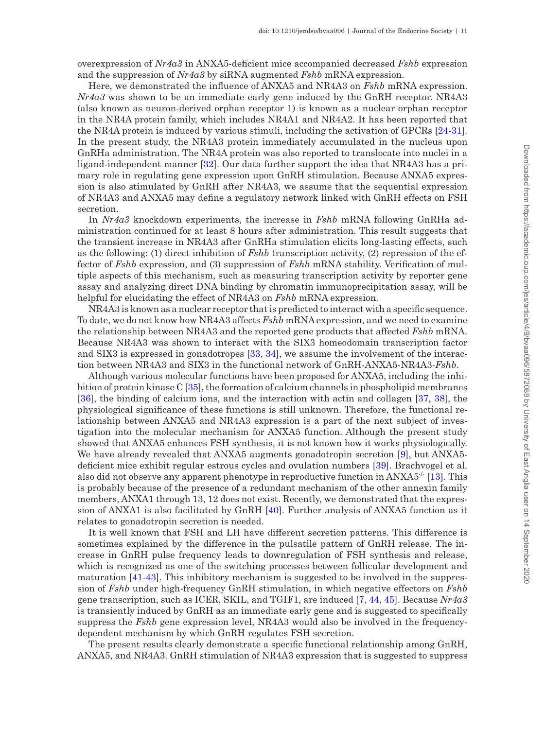overexpression of *Nr4a3* in ANXA5-deficient mice accompanied decreased *Fshb* expression and the suppression of *Nr4a3* by siRNA augmented *Fshb* mRNA expression.

Here, we demonstrated the influence of ANXA5 and NR4A3 on *Fshb* mRNA expression. *Nr4a3* was shown to be an immediate early gene induced by the GnRH receptor. NR4A3 (also known as neuron-derived orphan receptor 1) is known as a nuclear orphan receptor in the NR4A protein family, which includes NR4A1 and NR4A2. It has been reported that the NR4A protein is induced by various stimuli, including the activation of GPCRs [24-31]. In the present study, the NR4A3 protein immediately accumulated in the nucleus upon GnRHa administration. The NR4A protein was also reported to translocate into nuclei in a ligand-independent manner [32]. Our data further support the idea that NR4A3 has a primary role in regulating gene expression upon GnRH stimulation. Because ANXA5 expression is also stimulated by GnRH after NR4A3, we assume that the sequential expression of NR4A3 and ANXA5 may define a regulatory network linked with GnRH effects on FSH secretion.

In *Nr4a3* knockdown experiments, the increase in *Fshb* mRNA following GnRHa administration continued for at least 8 hours after administration. This result suggests that the transient increase in NR4A3 after GnRHa stimulation elicits long-lasting effects, such as the following: (1) direct inhibition of *Fshb* transcription activity, (2) repression of the effector of *Fshb* expression, and (3) suppression of *Fshb* mRNA stability. Verification of multiple aspects of this mechanism, such as measuring transcription activity by reporter gene assay and analyzing direct DNA binding by chromatin immunoprecipitation assay, will be helpful for elucidating the effect of NR4A3 on *Fshb* mRNA expression.

NR4A3 is known as a nuclear receptor that is predicted to interact with a specific sequence. To date, we do not know how NR4A3 affects *Fshb* mRNA expression, and we need to examine the relationship between NR4A3 and the reported gene products that affected *Fshb* mRNA. Because NR4A3 was shown to interact with the SIX3 homeodomain transcription factor and SIX3 is expressed in gonadotropes [33, 34], we assume the involvement of the interaction between NR4A3 and SIX3 in the functional network of GnRH-ANXA5-NR4A3-*Fshb*.

Although various molecular functions have been proposed for ANXA5, including the inhibition of protein kinase C [35], the formation of calcium channels in phospholipid membranes [36], the binding of calcium ions, and the interaction with actin and collagen [37, 38], the physiological significance of these functions is still unknown. Therefore, the functional relationship between ANXA5 and NR4A3 expression is a part of the next subject of investigation into the molecular mechanism for ANXA5 function. Although the present study showed that ANXA5 enhances FSH synthesis, it is not known how it works physiologically. We have already revealed that ANXA5 augments gonadotropin secretion [9], but ANXA5-deficient mice exhibit regular estrous cycles and ovulation numbers [39]. Brachvogel et al. also did not observe any apparent phenotype in reproductive function in ANXA5$^{-/-}$ [13]. This is probably because of the presence of a redundant mechanism of the other annexin family members, ANXA1 through 13, 12 does not exist. Recently, we demonstrated that the expression of ANXA1 is also facilitated by GnRH [40]. Further analysis of ANXA5 function as it relates to gonadotropin secretion is needed.

It is well known that FSH and LH have different secretion patterns. This difference is sometimes explained by the difference in the pulsatile pattern of GnRH release. The increase in GnRH pulse frequency leads to downregulation of FSH synthesis and release, which is recognized as one of the switching processes between follicular development and maturation [41-43]. This inhibitory mechanism is suggested to be involved in the suppression of *Fshb* under high-frequency GnRH stimulation, in which negative effectors on *Fshb* gene transcription, such as ICER, SKIL, and TGIF1, are induced [7, 44, 45]. Because *Nr4a3* is transiently induced by GnRH as an immediate early gene and is suggested to specifically suppress the *Fshb* gene expression level, NR4A3 would also be involved in the frequency-dependent mechanism by which GnRH regulates FSH secretion.

The present results clearly demonstrate a specific functional relationship among GnRH, ANXA5, and NR4A3. GnRH stimulation of NR4A3 expression that is suggested to suppress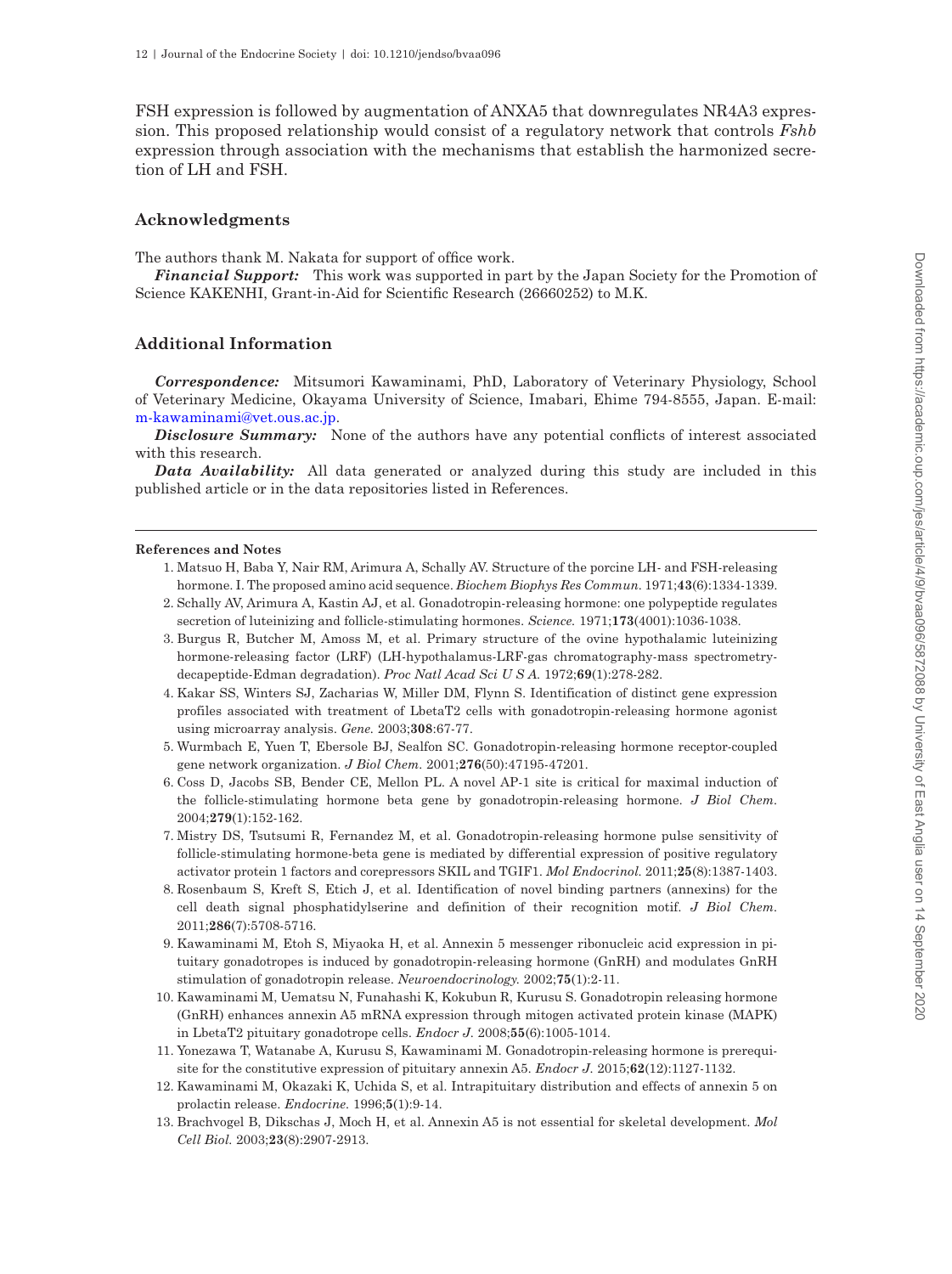FSH expression is followed by augmentation of ANXA5 that downregulates NR4A3 expression. This proposed relationship would consist of a regulatory network that controls *Fshb* expression through association with the mechanisms that establish the harmonized secretion of LH and FSH.

## Acknowledgments

The authors thank M. Nakata for support of office work.

***Financial Support:*** This work was supported in part by the Japan Society for the Promotion of Science KAKENHI, Grant-in-Aid for Scientific Research (26660252) to M.K.

## Additional Information

***Correspondence:*** Mitsumori Kawaminami, PhD, Laboratory of Veterinary Physiology, School of Veterinary Medicine, Okayama University of Science, Imabari, Ehime 794-8555, Japan. E-mail: m-kawaminami@vet.ous.ac.jp.

***Disclosure Summary:*** None of the authors have any potential conflicts of interest associated with this research.

***Data Availability:*** All data generated or analyzed during this study are included in this published article or in the data repositories listed in References.

### References and Notes

1. Matsuo H, Baba Y, Nair RM, Arimura A, Schally AV. Structure of the porcine LH- and FSH-releasing hormone. I. The proposed amino acid sequence. *Biochem Biophys Res Commun.* 1971;**43**(6):1334-1339.
2. Schally AV, Arimura A, Kastin AJ, et al. Gonadotropin-releasing hormone: one polypeptide regulates secretion of luteinizing and follicle-stimulating hormones. *Science.* 1971;**173**(4001):1036-1038.
3. Burgus R, Butcher M, Amoss M, et al. Primary structure of the ovine hypothalamic luteinizing hormone-releasing factor (LRF) (LH-hypothalamus-LRF-gas chromatography-mass spectrometry-decapeptide-Edman degradation). *Proc Natl Acad Sci U S A.* 1972;**69**(1):278-282.
4. Kakar SS, Winters SJ, Zacharias W, Miller DM, Flynn S. Identification of distinct gene expression profiles associated with treatment of LbetaT2 cells with gonadotropin-releasing hormone agonist using microarray analysis. *Gene.* 2003;**308**:67-77.
5. Wurmbach E, Yuen T, Ebersole BJ, Sealfon SC. Gonadotropin-releasing hormone receptor-coupled gene network organization. *J Biol Chem.* 2001;**276**(50):47195-47201.
6. Coss D, Jacobs SB, Bender CE, Mellon PL. A novel AP-1 site is critical for maximal induction of the follicle-stimulating hormone beta gene by gonadotropin-releasing hormone. *J Biol Chem.* 2004;**279**(1):152-162.
7. Mistry DS, Tsutsumi R, Fernandez M, et al. Gonadotropin-releasing hormone pulse sensitivity of follicle-stimulating hormone-beta gene is mediated by differential expression of positive regulatory activator protein 1 factors and corepressors SKIL and TGIF1. *Mol Endocrinol.* 2011;**25**(8):1387-1403.
8. Rosenbaum S, Kreft S, Etich J, et al. Identification of novel binding partners (annexins) for the cell death signal phosphatidylserine and definition of their recognition motif. *J Biol Chem.* 2011;**286**(7):5708-5716.
9. Kawaminami M, Etoh S, Miyaoka H, et al. Annexin 5 messenger ribonucleic acid expression in pituitary gonadotropes is induced by gonadotropin-releasing hormone (GnRH) and modulates GnRH stimulation of gonadotropin release. *Neuroendocrinology.* 2002;**75**(1):2-11.
10. Kawaminami M, Uematsu N, Funahashi K, Kokubun R, Kurusu S. Gonadotropin releasing hormone (GnRH) enhances annexin A5 mRNA expression through mitogen activated protein kinase (MAPK) in LbetaT2 pituitary gonadotrope cells. *Endocr J.* 2008;**55**(6):1005-1014.
11. Yonezawa T, Watanabe A, Kurusu S, Kawaminami M. Gonadotropin-releasing hormone is prerequisite for the constitutive expression of pituitary annexin A5. *Endocr J.* 2015;**62**(12):1127-1132.
12. Kawaminami M, Okazaki K, Uchida S, et al. Intrapituitary distribution and effects of annexin 5 on prolactin release. *Endocrine.* 1996;**5**(1):9-14.
13. Brachvogel B, Dikschas J, Moch H, et al. Annexin A5 is not essential for skeletal development. *Mol Cell Biol.* 2003;**23**(8):2907-2913.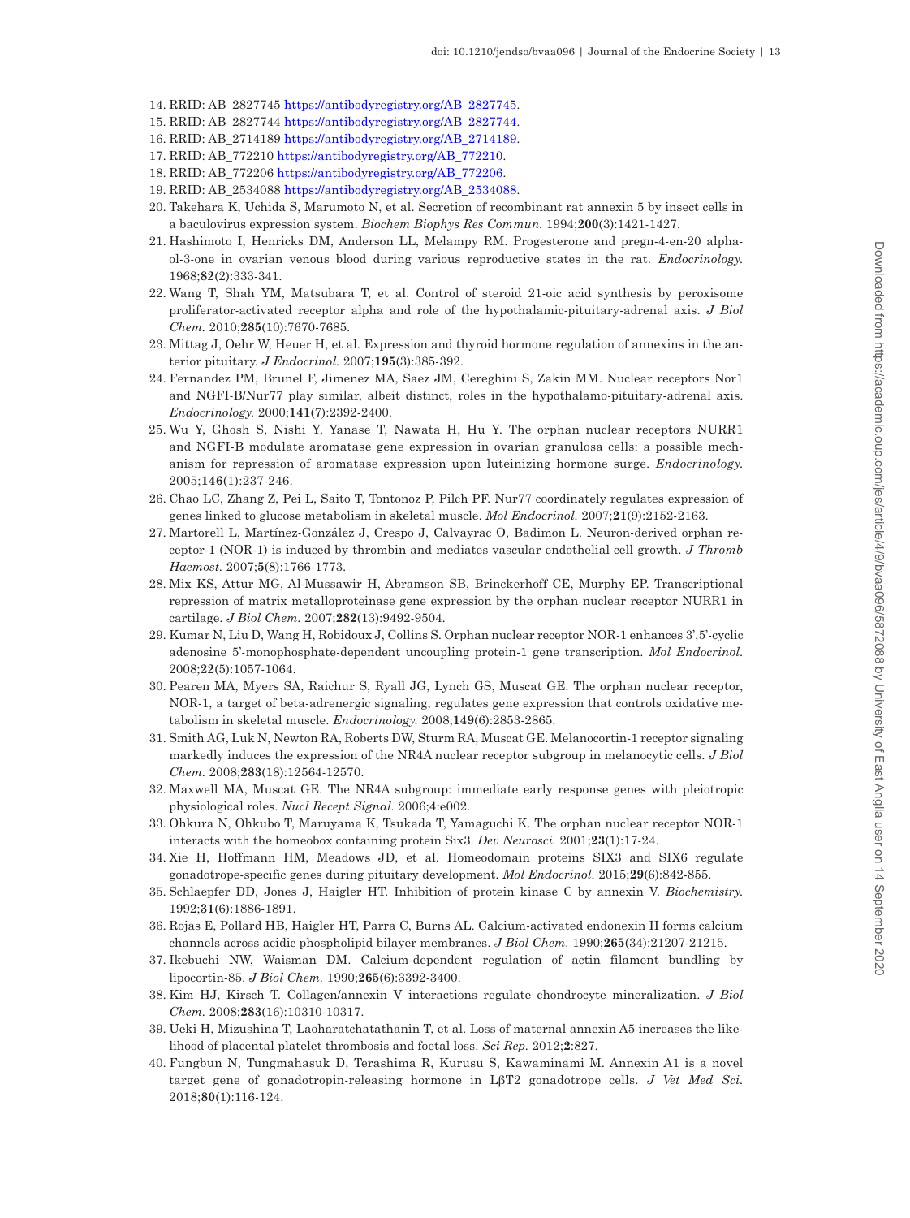14. RRID: AB_2827745 https://antibodyregistry.org/AB_2827745.
15. RRID: AB_2827744 https://antibodyregistry.org/AB_2827744.
16. RRID: AB_2714189 https://antibodyregistry.org/AB_2714189.
17. RRID: AB_772210 https://antibodyregistry.org/AB_772210.
18. RRID: AB_772206 https://antibodyregistry.org/AB_772206.
19. RRID: AB_2534088 https://antibodyregistry.org/AB_2534088.
20. Takehara K, Uchida S, Marumoto N, et al. Secretion of recombinant rat annexin 5 by insect cells in a baculovirus expression system. *Biochem Biophys Res Commun.* 1994;**200**(3):1421-1427.
21. Hashimoto I, Henricks DM, Anderson LL, Melampy RM. Progesterone and pregn-4-en-20 alpha-ol-3-one in ovarian venous blood during various reproductive states in the rat. *Endocrinology.* 1968;**82**(2):333-341.
22. Wang T, Shah YM, Matsubara T, et al. Control of steroid 21-oic acid synthesis by peroxisome proliferator-activated receptor alpha and role of the hypothalamic-pituitary-adrenal axis. *J Biol Chem.* 2010;**285**(10):7670-7685.
23. Mittag J, Oehr W, Heuer H, et al. Expression and thyroid hormone regulation of annexins in the anterior pituitary. *J Endocrinol.* 2007;**195**(3):385-392.
24. Fernandez PM, Brunel F, Jimenez MA, Saez JM, Cereghini S, Zakin MM. Nuclear receptors Nor1 and NGFI-B/Nur77 play similar, albeit distinct, roles in the hypothalamo-pituitary-adrenal axis. *Endocrinology.* 2000;**141**(7):2392-2400.
25. Wu Y, Ghosh S, Nishi Y, Yanase T, Nawata H, Hu Y. The orphan nuclear receptors NURR1 and NGFI-B modulate aromatase gene expression in ovarian granulosa cells: a possible mechanism for repression of aromatase expression upon luteinizing hormone surge. *Endocrinology.* 2005;**146**(1):237-246.
26. Chao LC, Zhang Z, Pei L, Saito T, Tontonoz P, Pilch PF. Nur77 coordinately regulates expression of genes linked to glucose metabolism in skeletal muscle. *Mol Endocrinol.* 2007;**21**(9):2152-2163.
27. Martorell L, Martínez-González J, Crespo J, Calvayrac O, Badimon L. Neuron-derived orphan receptor-1 (NOR-1) is induced by thrombin and mediates vascular endothelial cell growth. *J Thromb Haemost.* 2007;**5**(8):1766-1773.
28. Mix KS, Attur MG, Al-Mussawir H, Abramson SB, Brinckerhoff CE, Murphy EP. Transcriptional repression of matrix metalloproteinase gene expression by the orphan nuclear receptor NURR1 in cartilage. *J Biol Chem.* 2007;**282**(13):9492-9504.
29. Kumar N, Liu D, Wang H, Robidoux J, Collins S. Orphan nuclear receptor NOR-1 enhances 3',5'-cyclic adenosine 5'-monophosphate-dependent uncoupling protein-1 gene transcription. *Mol Endocrinol.* 2008;**22**(5):1057-1064.
30. Pearen MA, Myers SA, Raichur S, Ryall JG, Lynch GS, Muscat GE. The orphan nuclear receptor, NOR-1, a target of beta-adrenergic signaling, regulates gene expression that controls oxidative metabolism in skeletal muscle. *Endocrinology.* 2008;**149**(6):2853-2865.
31. Smith AG, Luk N, Newton RA, Roberts DW, Sturm RA, Muscat GE. Melanocortin-1 receptor signaling markedly induces the expression of the NR4A nuclear receptor subgroup in melanocytic cells. *J Biol Chem.* 2008;**283**(18):12564-12570.
32. Maxwell MA, Muscat GE. The NR4A subgroup: immediate early response genes with pleiotropic physiological roles. *Nucl Recept Signal.* 2006;**4**:e002.
33. Ohkura N, Ohkubo T, Maruyama K, Tsukada T, Yamaguchi K. The orphan nuclear receptor NOR-1 interacts with the homeobox containing protein Six3. *Dev Neurosci.* 2001;**23**(1):17-24.
34. Xie H, Hoffmann HM, Meadows JD, et al. Homeodomain proteins SIX3 and SIX6 regulate gonadotrope-specific genes during pituitary development. *Mol Endocrinol.* 2015;**29**(6):842-855.
35. Schlaepfer DD, Jones J, Haigler HT. Inhibition of protein kinase C by annexin V. *Biochemistry.* 1992;**31**(6):1886-1891.
36. Rojas E, Pollard HB, Haigler HT, Parra C, Burns AL. Calcium-activated endonexin II forms calcium channels across acidic phospholipid bilayer membranes. *J Biol Chem.* 1990;**265**(34):21207-21215.
37. Ikebuchi NW, Waisman DM. Calcium-dependent regulation of actin filament bundling by lipocortin-85. *J Biol Chem.* 1990;**265**(6):3392-3400.
38. Kim HJ, Kirsch T. Collagen/annexin V interactions regulate chondrocyte mineralization. *J Biol Chem.* 2008;**283**(16):10310-10317.
39. Ueki H, Mizushina T, Laoharatchatathanin T, et al. Loss of maternal annexin A5 increases the likelihood of placental platelet thrombosis and foetal loss. *Sci Rep.* 2012;**2**:827.
40. Fungbun N, Tungmahasuk D, Terashima R, Kurusu S, Kawaminami M. Annexin A1 is a novel target gene of gonadotropin-releasing hormone in LβT2 gonadotrope cells. *J Vet Med Sci.* 2018;**80**(1):116-124.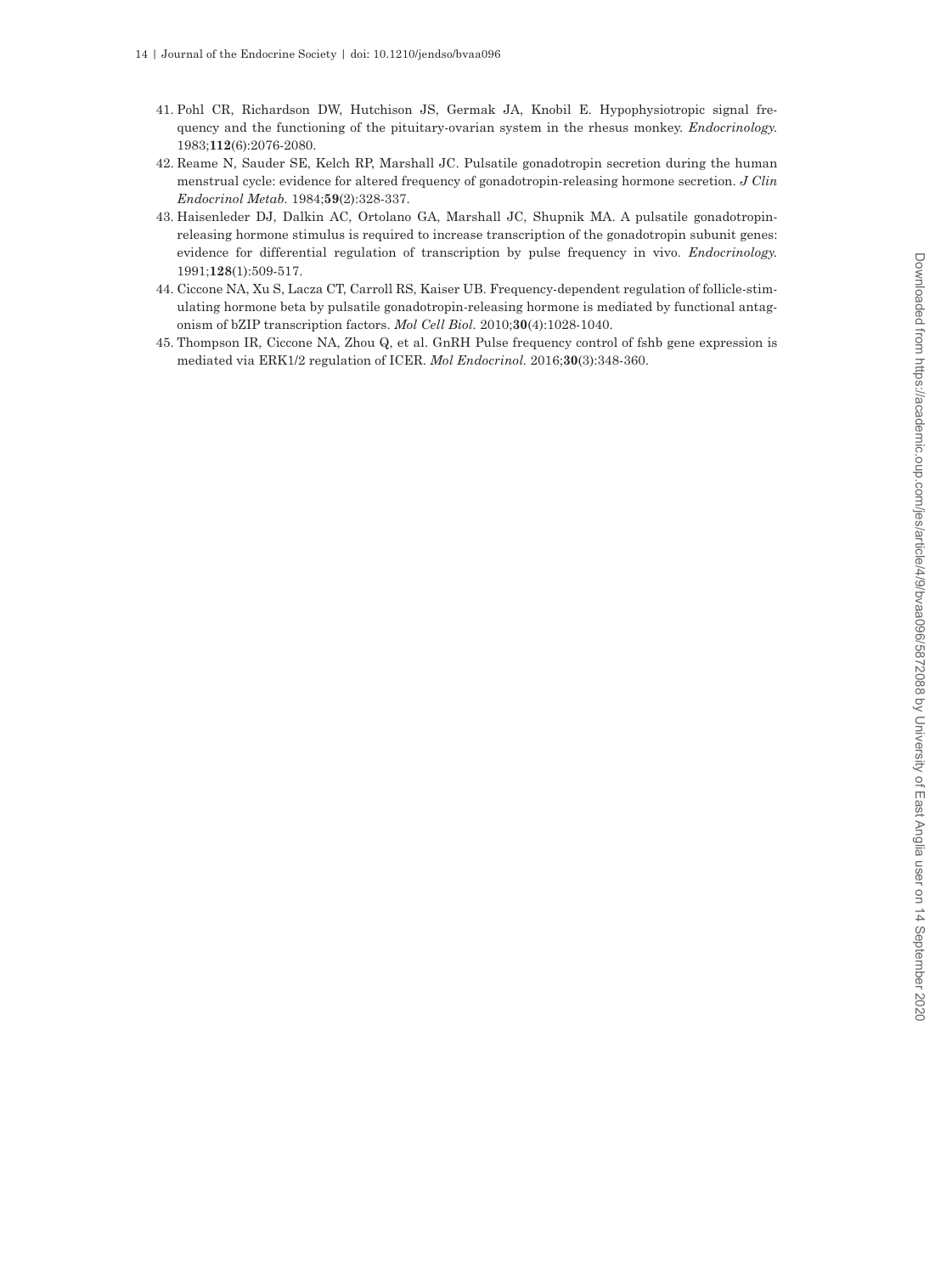41. Pohl CR, Richardson DW, Hutchison JS, Germak JA, Knobil E. Hypophysiotropic signal frequency and the functioning of the pituitary-ovarian system in the rhesus monkey. *Endocrinology.* 1983;**112**(6):2076-2080.
42. Reame N, Sauder SE, Kelch RP, Marshall JC. Pulsatile gonadotropin secretion during the human menstrual cycle: evidence for altered frequency of gonadotropin-releasing hormone secretion. *J Clin Endocrinol Metab.* 1984;**59**(2):328-337.
43. Haisenleder DJ, Dalkin AC, Ortolano GA, Marshall JC, Shupnik MA. A pulsatile gonadotropin-releasing hormone stimulus is required to increase transcription of the gonadotropin subunit genes: evidence for differential regulation of transcription by pulse frequency in vivo. *Endocrinology.* 1991;**128**(1):509-517.
44. Ciccone NA, Xu S, Lacza CT, Carroll RS, Kaiser UB. Frequency-dependent regulation of follicle-stimulating hormone beta by pulsatile gonadotropin-releasing hormone is mediated by functional antagonism of bZIP transcription factors. *Mol Cell Biol.* 2010;**30**(4):1028-1040.
45. Thompson IR, Ciccone NA, Zhou Q, et al. GnRH Pulse frequency control of fshb gene expression is mediated via ERK1/2 regulation of ICER. *Mol Endocrinol.* 2016;**30**(3):348-360.